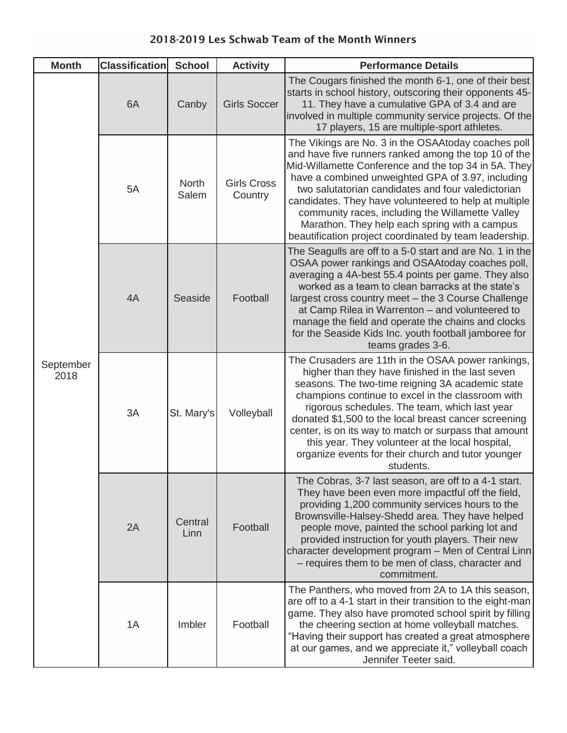# 2018-2019 Les Schwab Team of the Month Winners

| Month | Classification | School | Activity | Performance Details |
|---|---|---|---|---|
| September 2018 | 6A | Canby | Girls Soccer | The Cougars finished the month 6-1, one of their best starts in school history, outscoring their opponents 45-11. They have a cumulative GPA of 3.4 and are involved in multiple community service projects. Of the 17 players, 15 are multiple-sport athletes. |
| | 5A | North Salem | Girls Cross Country | The Vikings are No. 3 in the OSAAtoday coaches poll and have five runners ranked among the top 10 of the Mid-Willamette Conference and the top 34 in 5A. They have a combined unweighted GPA of 3.97, including two salutatorian candidates and four valedictorian candidates. They have volunteered to help at multiple community races, including the Willamette Valley Marathon. They help each spring with a campus beautification project coordinated by team leadership. |
| | 4A | Seaside | Football | The Seagulls are off to a 5-0 start and are No. 1 in the OSAA power rankings and OSAAtoday coaches poll, averaging a 4A-best 55.4 points per game. They also worked as a team to clean barracks at the state's largest cross country meet – the 3 Course Challenge at Camp Rilea in Warrenton – and volunteered to manage the field and operate the chains and clocks for the Seaside Kids Inc. youth football jamboree for teams grades 3-6. |
| | 3A | St. Mary's | Volleyball | The Crusaders are 11th in the OSAA power rankings, higher than they have finished in the last seven seasons. The two-time reigning 3A academic state champions continue to excel in the classroom with rigorous schedules. The team, which last year donated $1,500 to the local breast cancer screening center, is on its way to match or surpass that amount this year. They volunteer at the local hospital, organize events for their church and tutor younger students. |
| | 2A | Central Linn | Football | The Cobras, 3-7 last season, are off to a 4-1 start. They have been even more impactful off the field, providing 1,200 community services hours to the Brownsville-Halsey-Shedd area. They have helped people move, painted the school parking lot and provided instruction for youth players. Their new character development program – Men of Central Linn – requires them to be men of class, character and commitment. |
| | 1A | Imbler | Football | The Panthers, who moved from 2A to 1A this season, are off to a 4-1 start in their transition to the eight-man game. They also have promoted school spirit by filling the cheering section at home volleyball matches. "Having their support has created a great atmosphere at our games, and we appreciate it," volleyball coach Jennifer Teeter said. |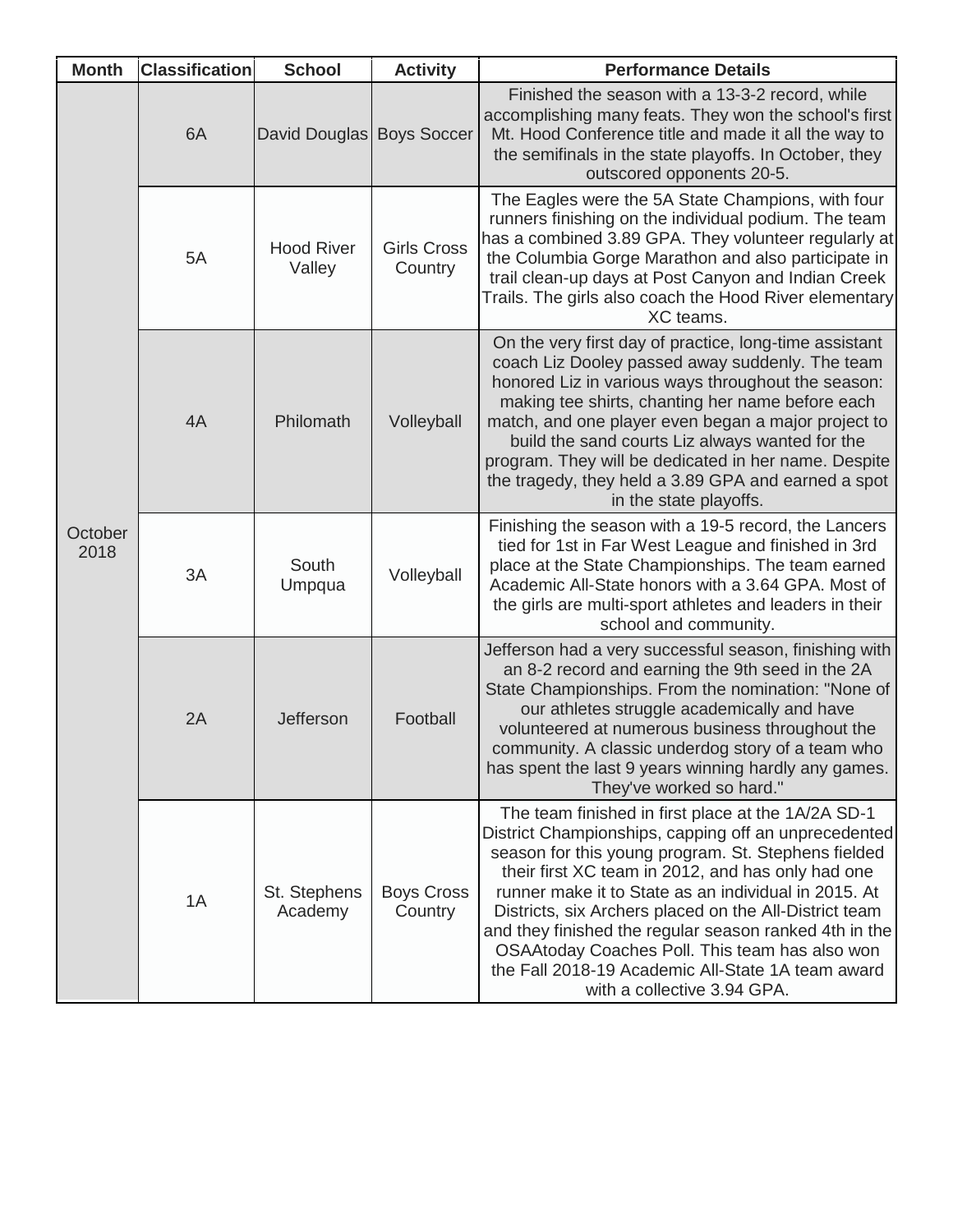| Month | Classification | School | Activity | Performance Details |
|---|---|---|---|---|
| October 2018 | 6A | David Douglas | Boys Soccer | Finished the season with a 13-3-2 record, while accomplishing many feats. They won the school's first Mt. Hood Conference title and made it all the way to the semifinals in the state playoffs. In October, they outscored opponents 20-5. |
| | 5A | Hood River Valley | Girls Cross Country | The Eagles were the 5A State Champions, with four runners finishing on the individual podium. The team has a combined 3.89 GPA. They volunteer regularly at the Columbia Gorge Marathon and also participate in trail clean-up days at Post Canyon and Indian Creek Trails. The girls also coach the Hood River elementary XC teams. |
| | 4A | Philomath | Volleyball | On the very first day of practice, long-time assistant coach Liz Dooley passed away suddenly. The team honored Liz in various ways throughout the season: making tee shirts, chanting her name before each match, and one player even began a major project to build the sand courts Liz always wanted for the program. They will be dedicated in her name. Despite the tragedy, they held a 3.89 GPA and earned a spot in the state playoffs. |
| | 3A | South Umpqua | Volleyball | Finishing the season with a 19-5 record, the Lancers tied for 1st in Far West League and finished in 3rd place at the State Championships. The team earned Academic All-State honors with a 3.64 GPA. Most of the girls are multi-sport athletes and leaders in their school and community. |
| | 2A | Jefferson | Football | Jefferson had a very successful season, finishing with an 8-2 record and earning the 9th seed in the 2A State Championships. From the nomination: "None of our athletes struggle academically and have volunteered at numerous business throughout the community. A classic underdog story of a team who has spent the last 9 years winning hardly any games. They've worked so hard." |
| | 1A | St. Stephens Academy | Boys Cross Country | The team finished in first place at the 1A/2A SD-1 District Championships, capping off an unprecedented season for this young program. St. Stephens fielded their first XC team in 2012, and has only had one runner make it to State as an individual in 2015. At Districts, six Archers placed on the All-District team and they finished the regular season ranked 4th in the OSAAtoday Coaches Poll. This team has also won the Fall 2018-19 Academic All-State 1A team award with a collective 3.94 GPA. |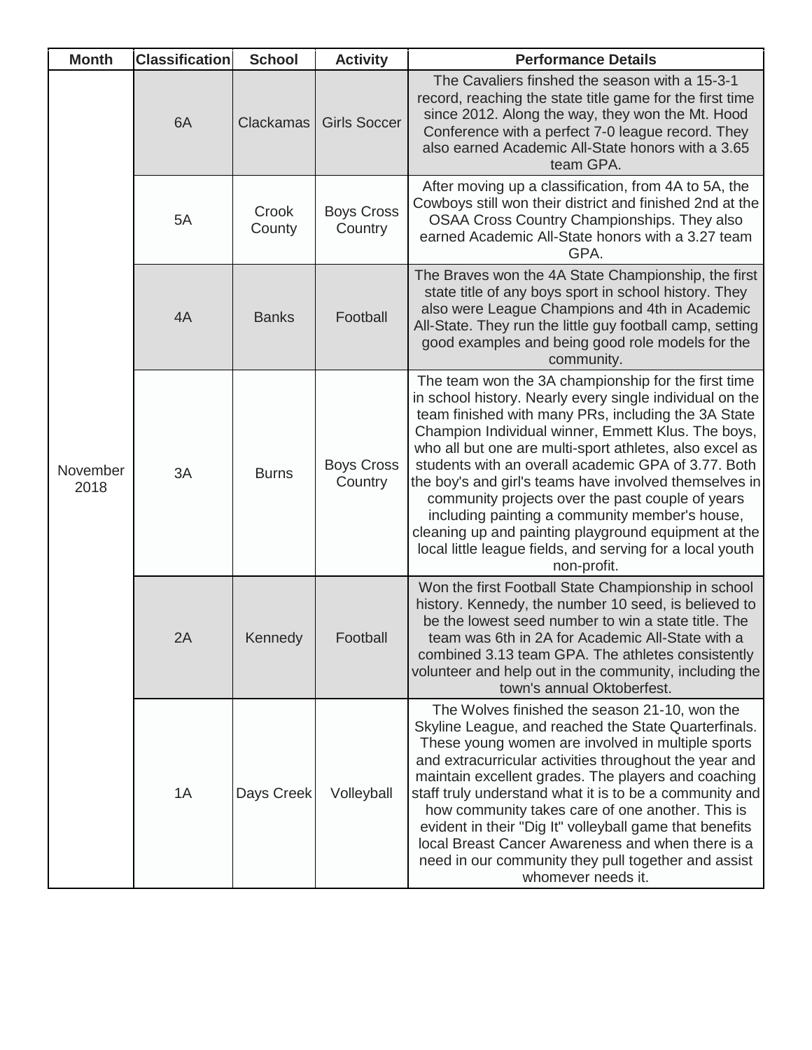| Month | Classification | School | Activity | Performance Details |
| --- | --- | --- | --- | --- |
| November 2018 | 6A | Clackamas | Girls Soccer | The Cavaliers finshed the season with a 15-3-1 record, reaching the state title game for the first time since 2012. Along the way, they won the Mt. Hood Conference with a perfect 7-0 league record. They also earned Academic All-State honors with a 3.65 team GPA. |
| | 5A | Crook County | Boys Cross Country | After moving up a classification, from 4A to 5A, the Cowboys still won their district and finished 2nd at the OSAA Cross Country Championships. They also earned Academic All-State honors with a 3.27 team GPA. |
| | 4A | Banks | Football | The Braves won the 4A State Championship, the first state title of any boys sport in school history. They also were League Champions and 4th in Academic All-State. They run the little guy football camp, setting good examples and being good role models for the community. |
| | 3A | Burns | Boys Cross Country | The team won the 3A championship for the first time in school history. Nearly every single individual on the team finished with many PRs, including the 3A State Champion Individual winner, Emmett Klus. The boys, who all but one are multi-sport athletes, also excel as students with an overall academic GPA of 3.77. Both the boy's and girl's teams have involved themselves in community projects over the past couple of years including painting a community member's house, cleaning up and painting playground equipment at the local little league fields, and serving for a local youth non-profit. |
| | 2A | Kennedy | Football | Won the first Football State Championship in school history. Kennedy, the number 10 seed, is believed to be the lowest seed number to win a state title. The team was 6th in 2A for Academic All-State with a combined 3.13 team GPA. The athletes consistently volunteer and help out in the community, including the town's annual Oktoberfest. |
| | 1A | Days Creek | Volleyball | The Wolves finished the season 21-10, won the Skyline League, and reached the State Quarterfinals. These young women are involved in multiple sports and extracurricular activities throughout the year and maintain excellent grades. The players and coaching staff truly understand what it is to be a community and how community takes care of one another. This is evident in their "Dig It" volleyball game that benefits local Breast Cancer Awareness and when there is a need in our community they pull together and assist whomever needs it. |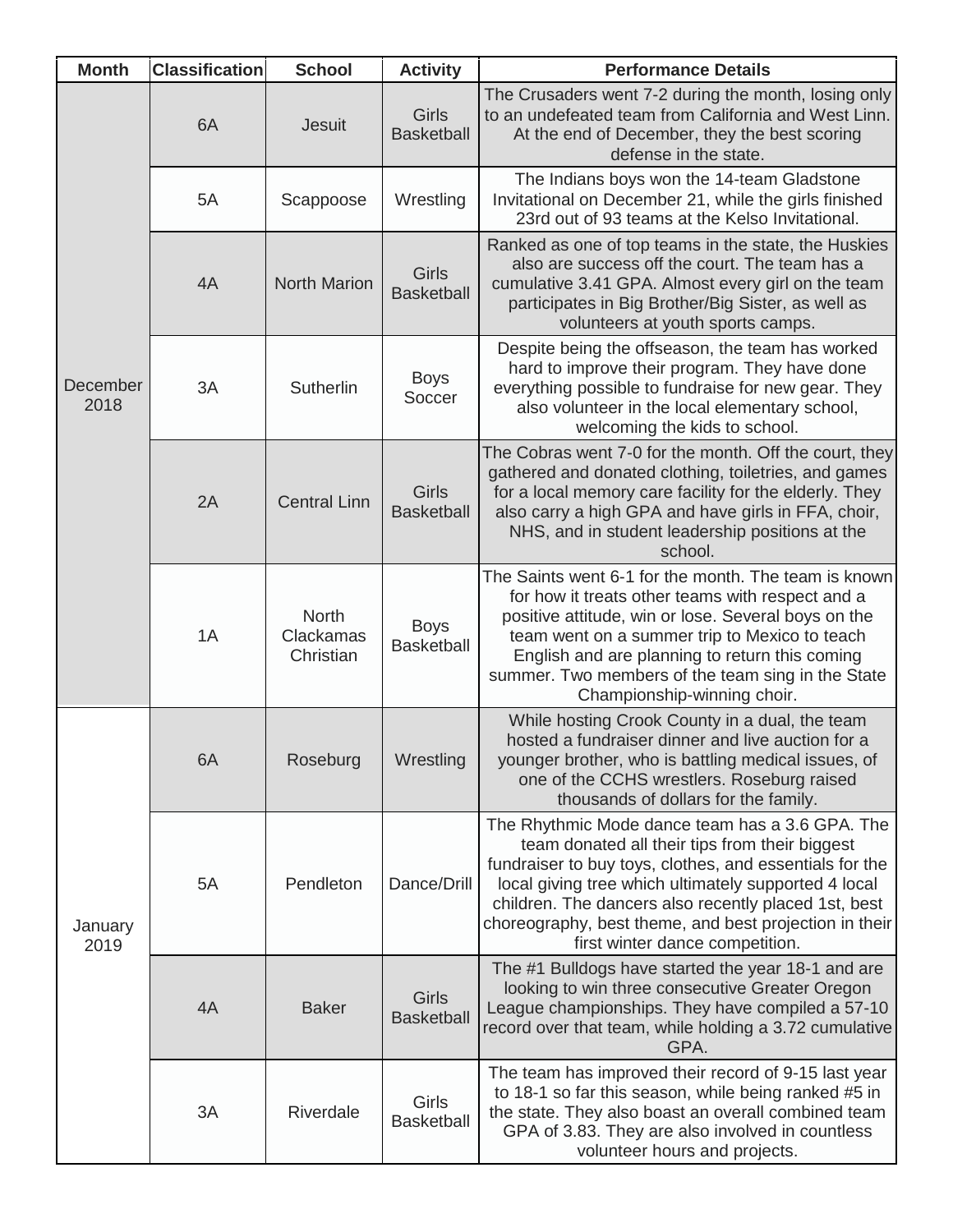| Month | Classification | School | Activity | Performance Details |
| --- | --- | --- | --- | --- |
| December 2018 | 6A | Jesuit | Girls Basketball | The Crusaders went 7-2 during the month, losing only to an undefeated team from California and West Linn. At the end of December, they the best scoring defense in the state. |
| | 5A | Scappoose | Wrestling | The Indians boys won the 14-team Gladstone Invitational on December 21, while the girls finished 23rd out of 93 teams at the Kelso Invitational. |
| | 4A | North Marion | Girls Basketball | Ranked as one of top teams in the state, the Huskies also are success off the court. The team has a cumulative 3.41 GPA. Almost every girl on the team participates in Big Brother/Big Sister, as well as volunteers at youth sports camps. |
| | 3A | Sutherlin | Boys Soccer | Despite being the offseason, the team has worked hard to improve their program. They have done everything possible to fundraise for new gear. They also volunteer in the local elementary school, welcoming the kids to school. |
| | 2A | Central Linn | Girls Basketball | The Cobras went 7-0 for the month. Off the court, they gathered and donated clothing, toiletries, and games for a local memory care facility for the elderly. They also carry a high GPA and have girls in FFA, choir, NHS, and in student leadership positions at the school. |
| | 1A | North Clackamas Christian | Boys Basketball | The Saints went 6-1 for the month. The team is known for how it treats other teams with respect and a positive attitude, win or lose. Several boys on the team went on a summer trip to Mexico to teach English and are planning to return this coming summer. Two members of the team sing in the State Championship-winning choir. |
| January 2019 | 6A | Roseburg | Wrestling | While hosting Crook County in a dual, the team hosted a fundraiser dinner and live auction for a younger brother, who is battling medical issues, of one of the CCHS wrestlers. Roseburg raised thousands of dollars for the family. |
| | 5A | Pendleton | Dance/Drill | The Rhythmic Mode dance team has a 3.6 GPA. The team donated all their tips from their biggest fundraiser to buy toys, clothes, and essentials for the local giving tree which ultimately supported 4 local children. The dancers also recently placed 1st, best choreography, best theme, and best projection in their first winter dance competition. |
| | 4A | Baker | Girls Basketball | The #1 Bulldogs have started the year 18-1 and are looking to win three consecutive Greater Oregon League championships. They have compiled a 57-10 record over that team, while holding a 3.72 cumulative GPA. |
| | 3A | Riverdale | Girls Basketball | The team has improved their record of 9-15 last year to 18-1 so far this season, while being ranked #5 in the state. They also boast an overall combined team GPA of 3.83. They are also involved in countless volunteer hours and projects. |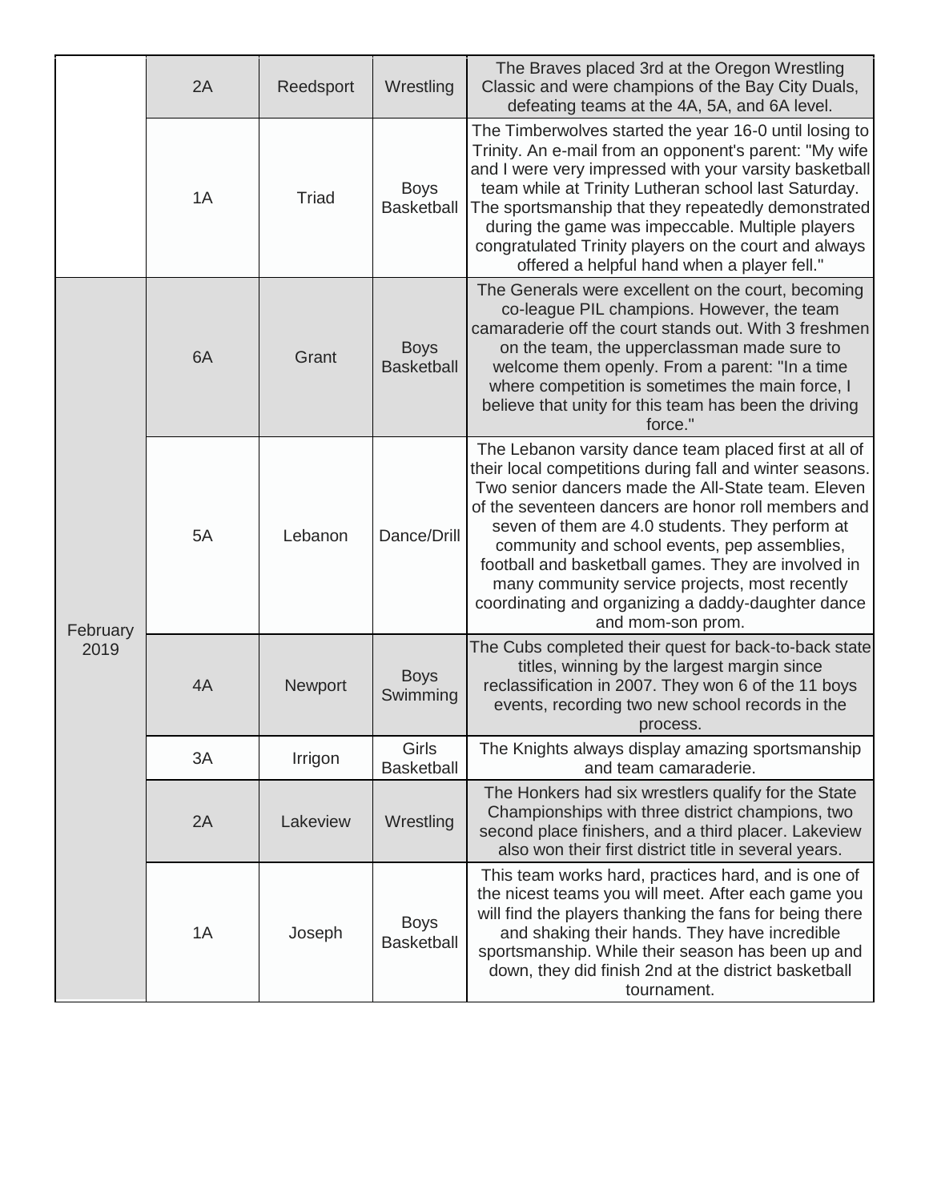| | | | | |
|---|---|---|---|---|
| | 2A | Reedsport | Wrestling | The Braves placed 3rd at the Oregon Wrestling Classic and were champions of the Bay City Duals, defeating teams at the 4A, 5A, and 6A level. |
| | 1A | Triad | Boys Basketball | The Timberwolves started the year 16-0 until losing to Trinity. An e-mail from an opponent's parent: "My wife and I were very impressed with your varsity basketball team while at Trinity Lutheran school last Saturday. The sportsmanship that they repeatedly demonstrated during the game was impeccable. Multiple players congratulated Trinity players on the court and always offered a helpful hand when a player fell." |
| February 2019 | 6A | Grant | Boys Basketball | The Generals were excellent on the court, becoming co-league PIL champions. However, the team camaraderie off the court stands out. With 3 freshmen on the team, the upperclassman made sure to welcome them openly. From a parent: "In a time where competition is sometimes the main force, I believe that unity for this team has been the driving force." |
| | 5A | Lebanon | Dance/Drill | The Lebanon varsity dance team placed first at all of their local competitions during fall and winter seasons. Two senior dancers made the All-State team. Eleven of the seventeen dancers are honor roll members and seven of them are 4.0 students. They perform at community and school events, pep assemblies, football and basketball games. They are involved in many community service projects, most recently coordinating and organizing a daddy-daughter dance and mom-son prom. |
| | 4A | Newport | Boys Swimming | The Cubs completed their quest for back-to-back state titles, winning by the largest margin since reclassification in 2007. They won 6 of the 11 boys events, recording two new school records in the process. |
| | 3A | Irrigon | Girls Basketball | The Knights always display amazing sportsmanship and team camaraderie. |
| | 2A | Lakeview | Wrestling | The Honkers had six wrestlers qualify for the State Championships with three district champions, two second place finishers, and a third placer. Lakeview also won their first district title in several years. |
| | 1A | Joseph | Boys Basketball | This team works hard, practices hard, and is one of the nicest teams you will meet. After each game you will find the players thanking the fans for being there and shaking their hands. They have incredible sportsmanship. While their season has been up and down, they did finish 2nd at the district basketball tournament. |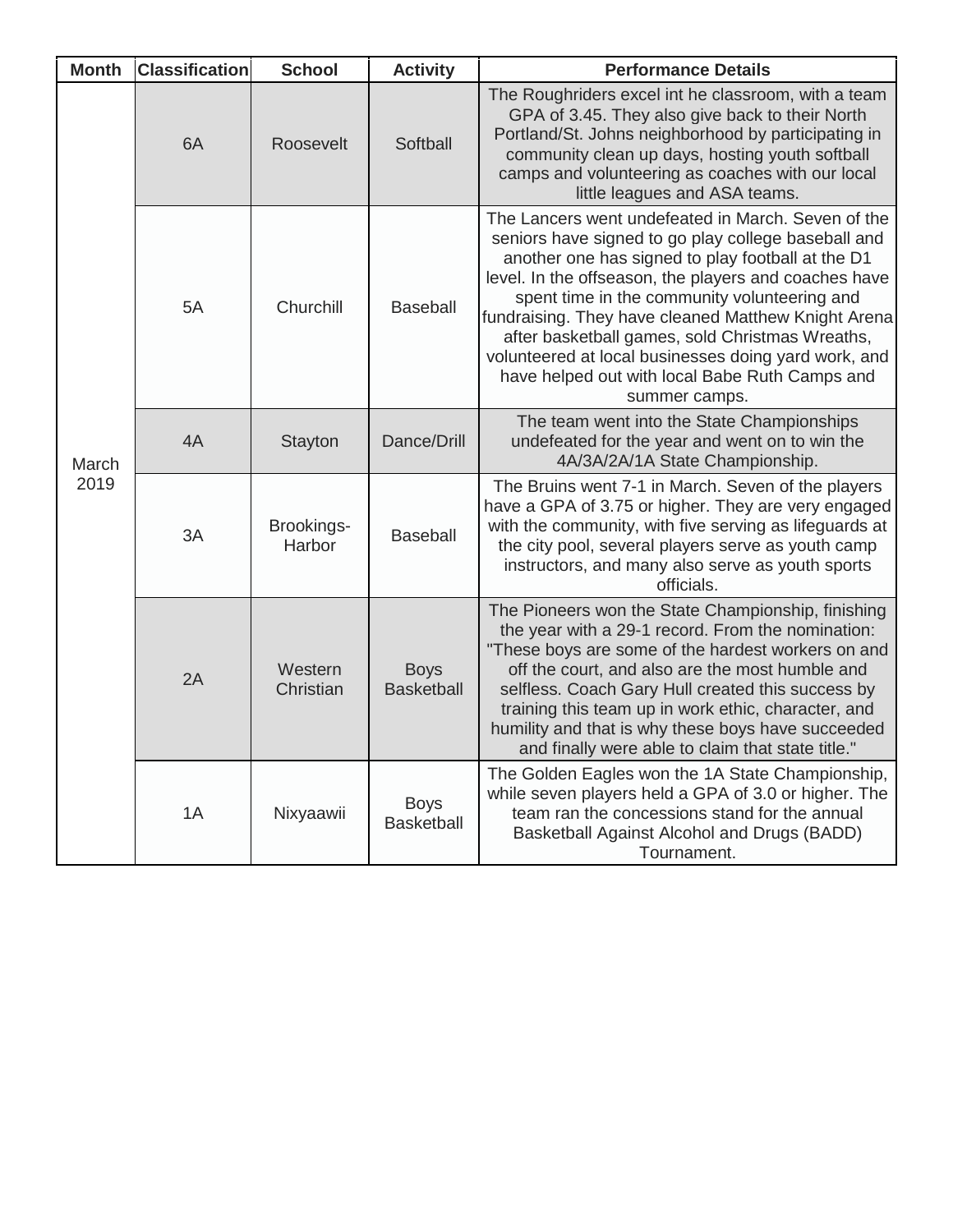| Month | Classification | School | Activity | Performance Details |
|---|---|---|---|---|
| March 2019 | 6A | Roosevelt | Softball | The Roughriders excel int he classroom, with a team GPA of 3.45. They also give back to their North Portland/St. Johns neighborhood by participating in community clean up days, hosting youth softball camps and volunteering as coaches with our local little leagues and ASA teams. |
| | 5A | Churchill | Baseball | The Lancers went undefeated in March. Seven of the seniors have signed to go play college baseball and another one has signed to play football at the D1 level. In the offseason, the players and coaches have spent time in the community volunteering and fundraising. They have cleaned Matthew Knight Arena after basketball games, sold Christmas Wreaths, volunteered at local businesses doing yard work, and have helped out with local Babe Ruth Camps and summer camps. |
| | 4A | Stayton | Dance/Drill | The team went into the State Championships undefeated for the year and went on to win the 4A/3A/2A/1A State Championship. |
| | 3A | Brookings-Harbor | Baseball | The Bruins went 7-1 in March. Seven of the players have a GPA of 3.75 or higher. They are very engaged with the community, with five serving as lifeguards at the city pool, several players serve as youth camp instructors, and many also serve as youth sports officials. |
| | 2A | Western Christian | Boys Basketball | The Pioneers won the State Championship, finishing the year with a 29-1 record. From the nomination: "These boys are some of the hardest workers on and off the court, and also are the most humble and selfless. Coach Gary Hull created this success by training this team up in work ethic, character, and humility and that is why these boys have succeeded and finally were able to claim that state title." |
| | 1A | Nixyaawii | Boys Basketball | The Golden Eagles won the 1A State Championship, while seven players held a GPA of 3.0 or higher. The team ran the concessions stand for the annual Basketball Against Alcohol and Drugs (BADD) Tournament. |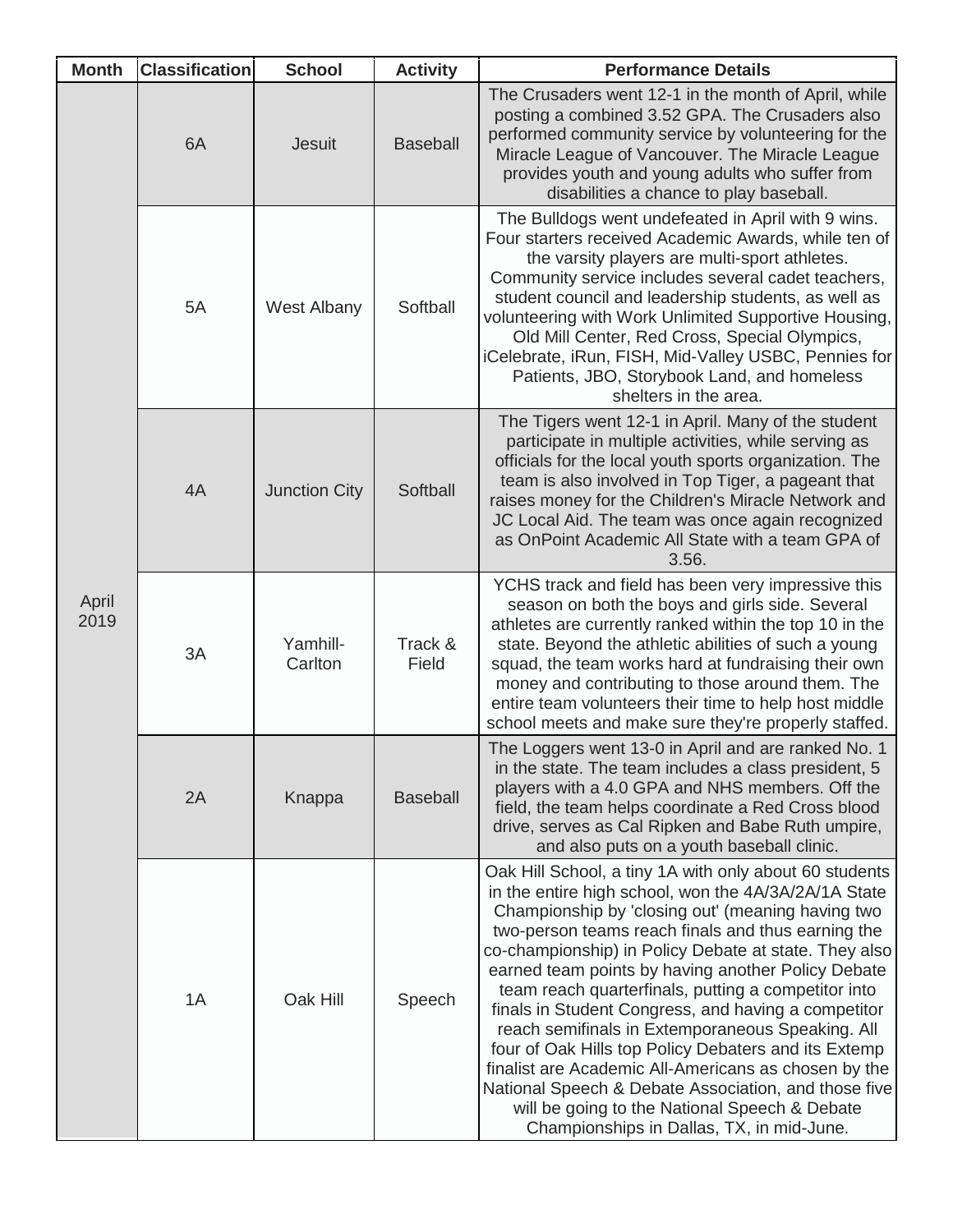| Month | Classification | School | Activity | Performance Details |
| --- | --- | --- | --- | --- |
| April 2019 | 6A | Jesuit | Baseball | The Crusaders went 12-1 in the month of April, while posting a combined 3.52 GPA. The Crusaders also performed community service by volunteering for the Miracle League of Vancouver. The Miracle League provides youth and young adults who suffer from disabilities a chance to play baseball. |
| | 5A | West Albany | Softball | The Bulldogs went undefeated in April with 9 wins. Four starters received Academic Awards, while ten of the varsity players are multi-sport athletes. Community service includes several cadet teachers, student council and leadership students, as well as volunteering with Work Unlimited Supportive Housing, Old Mill Center, Red Cross, Special Olympics, iCelebrate, iRun, FISH, Mid-Valley USBC, Pennies for Patients, JBO, Storybook Land, and homeless shelters in the area. |
| | 4A | Junction City | Softball | The Tigers went 12-1 in April. Many of the student participate in multiple activities, while serving as officials for the local youth sports organization. The team is also involved in Top Tiger, a pageant that raises money for the Children's Miracle Network and JC Local Aid. The team was once again recognized as OnPoint Academic All State with a team GPA of 3.56. |
| | 3A | Yamhill-Carlton | Track & Field | YCHS track and field has been very impressive this season on both the boys and girls side. Several athletes are currently ranked within the top 10 in the state. Beyond the athletic abilities of such a young squad, the team works hard at fundraising their own money and contributing to those around them. The entire team volunteers their time to help host middle school meets and make sure they're properly staffed. |
| | 2A | Knappa | Baseball | The Loggers went 13-0 in April and are ranked No. 1 in the state. The team includes a class president, 5 players with a 4.0 GPA and NHS members. Off the field, the team helps coordinate a Red Cross blood drive, serves as Cal Ripken and Babe Ruth umpire, and also puts on a youth baseball clinic. |
| | 1A | Oak Hill | Speech | Oak Hill School, a tiny 1A with only about 60 students in the entire high school, won the 4A/3A/2A/1A State Championship by 'closing out' (meaning having two two-person teams reach finals and thus earning the co-championship) in Policy Debate at state. They also earned team points by having another Policy Debate team reach quarterfinals, putting a competitor into finals in Student Congress, and having a competitor reach semifinals in Extemporaneous Speaking. All four of Oak Hills top Policy Debaters and its Extemp finalist are Academic All-Americans as chosen by the National Speech & Debate Association, and those five will be going to the National Speech & Debate Championships in Dallas, TX, in mid-June. |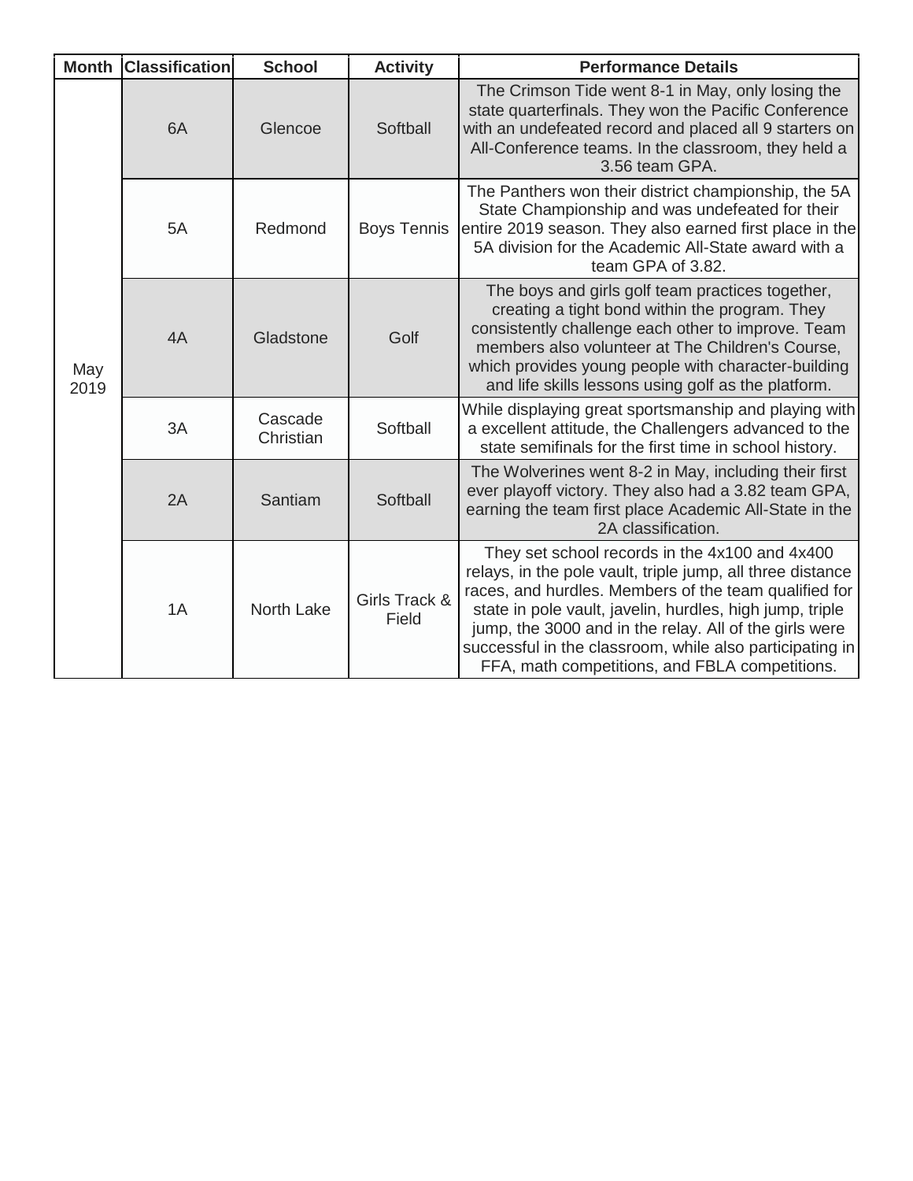| Month | Classification | School | Activity | Performance Details |
|---|---|---|---|---|
| May 2019 | 6A | Glencoe | Softball | The Crimson Tide went 8-1 in May, only losing the state quarterfinals. They won the Pacific Conference with an undefeated record and placed all 9 starters on All-Conference teams. In the classroom, they held a 3.56 team GPA. |
| | 5A | Redmond | Boys Tennis | The Panthers won their district championship, the 5A State Championship and was undefeated for their entire 2019 season. They also earned first place in the 5A division for the Academic All-State award with a team GPA of 3.82. |
| | 4A | Gladstone | Golf | The boys and girls golf team practices together, creating a tight bond within the program. They consistently challenge each other to improve. Team members also volunteer at The Children's Course, which provides young people with character-building and life skills lessons using golf as the platform. |
| | 3A | Cascade Christian | Softball | While displaying great sportsmanship and playing with a excellent attitude, the Challengers advanced to the state semifinals for the first time in school history. |
| | 2A | Santiam | Softball | The Wolverines went 8-2 in May, including their first ever playoff victory. They also had a 3.82 team GPA, earning the team first place Academic All-State in the 2A classification. |
| | 1A | North Lake | Girls Track & Field | They set school records in the 4x100 and 4x400 relays, in the pole vault, triple jump, all three distance races, and hurdles. Members of the team qualified for state in pole vault, javelin, hurdles, high jump, triple jump, the 3000 and in the relay. All of the girls were successful in the classroom, while also participating in FFA, math competitions, and FBLA competitions. |